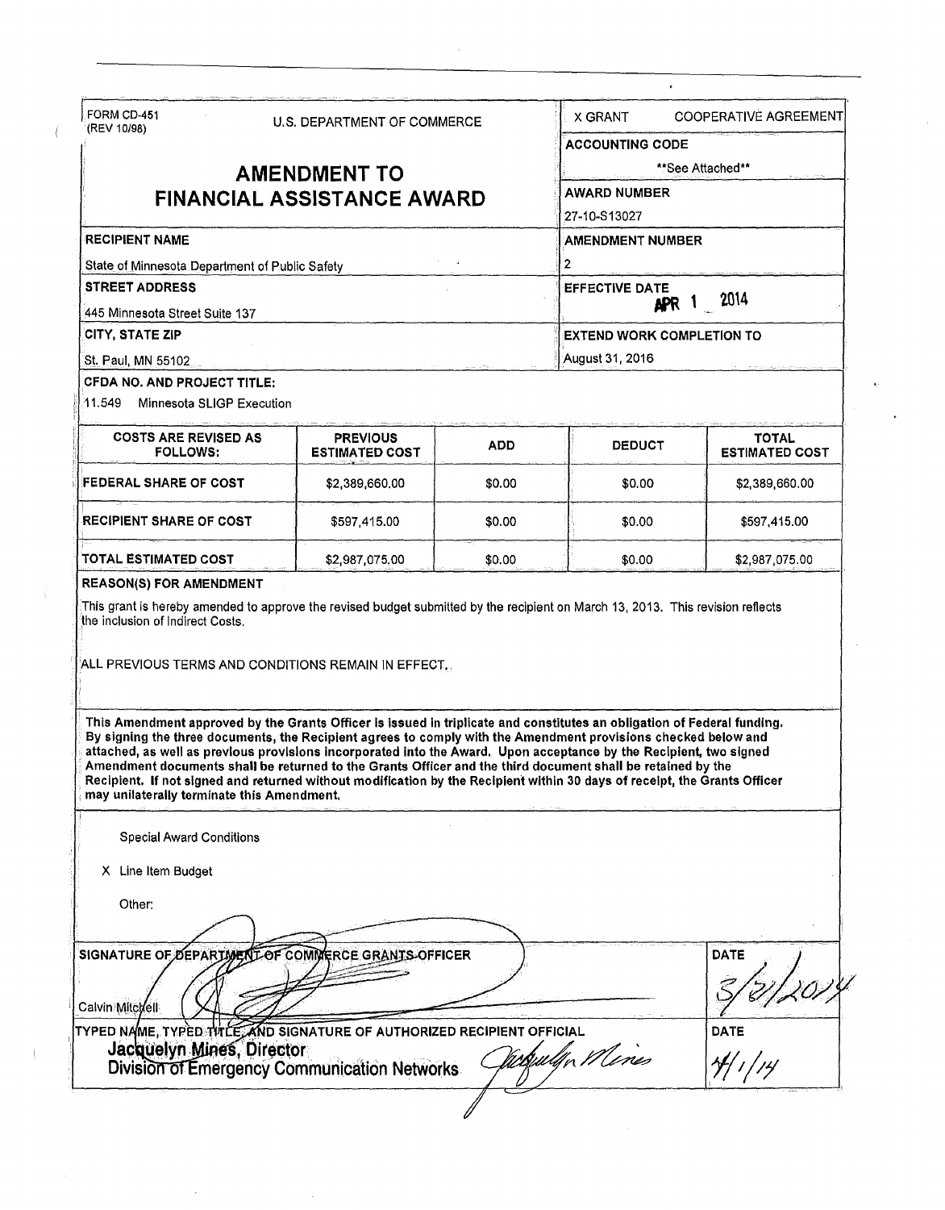FORM CD-451
(REV 10/98)

U.S. DEPARTMENT OF COMMERCE

X GRANT    COOPERATIVE AGREEMENT

# AMENDMENT TO FINANCIAL ASSISTANCE AWARD

**ACCOUNTING CODE**
**See Attached**

**AWARD NUMBER**
27-10-S13027

**RECIPIENT NAME**
State of Minnesota Department of Public Safety

**AMENDMENT NUMBER**
2

**STREET ADDRESS**
445 Minnesota Street Suite 137

**EFFECTIVE DATE**
APR 1 2014

**CITY, STATE ZIP**
St. Paul, MN 55102

**EXTEND WORK COMPLETION TO**
August 31, 2016

**CFDA NO. AND PROJECT TITLE:**
11.549 Minnesota SLIGP Execution

| COSTS ARE REVISED AS FOLLOWS: | PREVIOUS ESTIMATED COST | ADD | DEDUCT | TOTAL ESTIMATED COST |
|---|---|---|---|---|
| FEDERAL SHARE OF COST | $2,389,660.00 | $0.00 | $0.00 | $2,389,660.00 |
| RECIPIENT SHARE OF COST | $597,415.00 | $0.00 | $0.00 | $597,415.00 |
| TOTAL ESTIMATED COST | $2,987,075.00 | $0.00 | $0.00 | $2,987,075.00 |

**REASON(S) FOR AMENDMENT**

This grant is hereby amended to approve the revised budget submitted by the recipient on March 13, 2013. This revision reflects the inclusion of Indirect Costs.

ALL PREVIOUS TERMS AND CONDITIONS REMAIN IN EFFECT.

**This Amendment approved by the Grants Officer is issued in triplicate and constitutes an obligation of Federal funding. By signing the three documents, the Recipient agrees to comply with the Amendment provisions checked below and attached, as well as previous provisions incorporated into the Award. Upon acceptance by the Recipient, two signed Amendment documents shall be returned to the Grants Officer and the third document shall be retained by the Recipient. If not signed and returned without modification by the Recipient within 30 days of receipt, the Grants Officer may unilaterally terminate this Amendment.**

Special Award Conditions

X Line Item Budget

Other:

**SIGNATURE OF DEPARTMENT OF COMMERCE GRANTS OFFICER**
Calvin Mitchell

**DATE**
3/31/2014

**TYPED NAME, TYPED TITLE, AND SIGNATURE OF AUTHORIZED RECIPIENT OFFICIAL**
**Jacquelyn Mines, Director**
**Division of Emergency Communication Networks**

**DATE**
4/1/14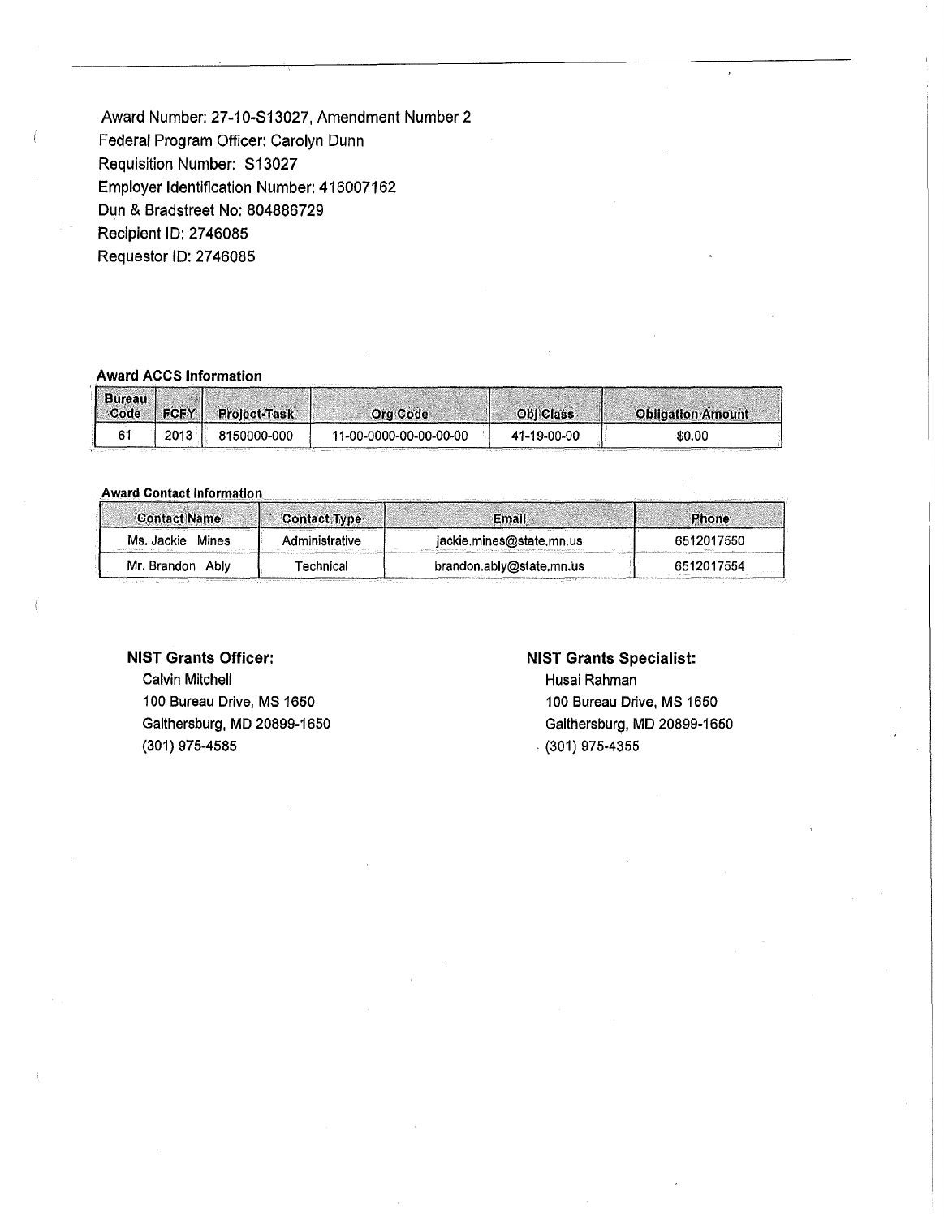Award Number: 27-10-S13027, Amendment Number 2
Federal Program Officer: Carolyn Dunn
Requisition Number: S13027
Employer Identification Number: 416007162
Dun & Bradstreet No: 804886729
Recipient ID: 2746085
Requestor ID: 2746085

**Award ACCS Information**

| Bureau Code | FCFY | Project-Task | Org Code | Obj Class | Obligation Amount |
|---|---|---|---|---|---|
| 61 | 2013 | 8150000-000 | 11-00-0000-00-00-00-00 | 41-19-00-00 | $0.00 |

**Award Contact Information**

| Contact Name | Contact Type | Email | Phone |
|---|---|---|---|
| Ms. Jackie Mines | Administrative | jackie.mines@state.mn.us | 6512017550 |
| Mr. Brandon Ably | Technical | brandon.ably@state.mn.us | 6512017554 |

**NIST Grants Officer:**
Calvin Mitchell
100 Bureau Drive, MS 1650
Gaithersburg, MD 20899-1650
(301) 975-4585

**NIST Grants Specialist:**
Husai Rahman
100 Bureau Drive, MS 1650
Gaithersburg, MD 20899-1650
(301) 975-4355